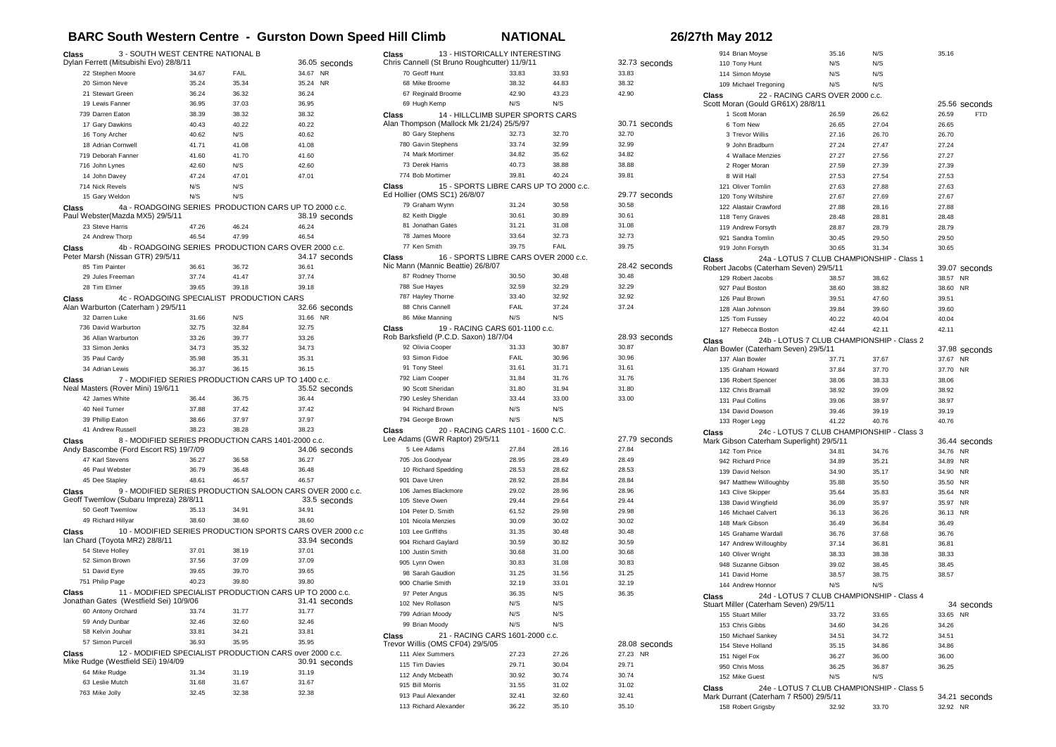# BARC South Western Centre - Gurston Down Speed Hill Climb

**NATIONAL** — **26/27th May 2012**

**Class 3 - SOUTH WEST CENTRE NATIONAL B**
Dylan Ferrett (Mitsubishi Evo) 28/8/11 — 36.05 seconds

| | | | |
|---|---|---|---|
| 22 Stephen Moore | 34.67 | FAIL | 34.67 NR |
| 20 Simon Neve | 35.24 | 35.34 | 35.24 NR |
| 21 Stewart Green | 36.24 | 36.32 | 36.24 |
| 19 Lewis Fanner | 36.95 | 37.03 | 36.95 |
| 739 Darren Eaton | 38.39 | 38.32 | 38.32 |
| 17 Gary Dawkins | 40.43 | 40.22 | 40.22 |
| 16 Tony Archer | 40.62 | N/S | 40.62 |
| 18 Adrian Cornwell | 41.71 | 41.08 | 41.08 |
| 719 Deborah Fanner | 41.60 | 41.70 | 41.60 |
| 716 John Lynes | 42.60 | N/S | 42.60 |
| 14 John Davey | 47.24 | 47.01 | 47.01 |
| 714 Nick Revels | N/S | N/S | |
| 15 Gary Weldon | N/S | N/S | |

**Class 4a - ROADGOING SERIES PRODUCTION CARS UP TO 2000 c.c.**
Paul Webster(Mazda MX5) 29/5/11 — 38.19 seconds

| | | | |
|---|---|---|---|
| 23 Steve Harris | 47.26 | 46.24 | 46.24 |
| 24 Andrew Thorp | 46.54 | 47.99 | 46.54 |

**Class 4b - ROADGOING SERIES PRODUCTION CARS OVER 2000 c.c.**
Peter Marsh (Nissan GTR) 29/5/11 — 34.17 seconds

| | | | |
|---|---|---|---|
| 85 Tim Painter | 36.61 | 36.72 | 36.61 |
| 29 Jules Freeman | 37.74 | 41.47 | 37.74 |
| 28 Tim Elmer | 39.65 | 39.18 | 39.18 |

**Class 4c - ROADGOING SPECIALIST PRODUCTION CARS**
Alan Warburton (Caterham ) 29/5/11 — 32.66 seconds

| | | | |
|---|---|---|---|
| 32 Darren Luke | 31.66 | N/S | 31.66 NR |
| 736 David Warburton | 32.75 | 32.84 | 32.75 |
| 36 Allan Warburton | 33.26 | 39.77 | 33.26 |
| 33 Simon Jenks | 34.73 | 35.32 | 34.73 |
| 35 Paul Cardy | 35.98 | 35.31 | 35.31 |
| 34 Adrian Lewis | 36.37 | 36.15 | 36.15 |

**Class 7 - MODIFIED SERIES PRODUCTION CARS UP TO 1400 c.c.**
Neal Masters (Rover Mini) 19/6/11 — 35.52 seconds

| | | | |
|---|---|---|---|
| 42 James White | 36.44 | 36.75 | 36.44 |
| 40 Neil Turner | 37.88 | 37.42 | 37.42 |
| 39 Phillip Eaton | 38.66 | 37.97 | 37.97 |
| 41 Andrew Russell | 38.23 | 38.28 | 38.23 |

**Class 8 - MODIFIED SERIES PRODUCTION CARS 1401-2000 c.c.**
Andy Bascombe (Ford Escort RS) 19/7/09 — 34.06 seconds

| | | | |
|---|---|---|---|
| 47 Karl Stevens | 36.27 | 36.58 | 36.27 |
| 46 Paul Webster | 36.79 | 36.48 | 36.48 |
| 45 Dee Stapley | 48.61 | 46.57 | 46.57 |

**Class 9 - MODIFIED SERIES PRODUCTION SALOON CARS OVER 2000 c.c.**
Geoff Twemlow (Subaru Impreza) 28/8/11 — 33.5 seconds

| | | | |
|---|---|---|---|
| 50 Geoff Twemlow | 35.13 | 34.91 | 34.91 |
| 49 Richard Hillyar | 38.60 | 38.60 | 38.60 |

**Class 10 - MODIFIED SERIES PRODUCTION SPORTS CARS OVER 2000 c.c**
Ian Chard (Toyota MR2) 28/8/11 — 33.94 seconds

| | | | |
|---|---|---|---|
| 54 Steve Holley | 37.01 | 38.19 | 37.01 |
| 52 Simon Brown | 37.56 | 37.09 | 37.09 |
| 51 David Eyre | 39.65 | 39.70 | 39.65 |
| 751 Philip Page | 40.23 | 39.80 | 39.80 |

**Class 11 - MODIFIED SPECIALIST PRODUCTION CARS UP TO 2000 c.c.**
Jonathan Gates (Westfield Sei) 10/9/06 — 31.41 seconds

| | | | |
|---|---|---|---|
| 60 Antony Orchard | 33.74 | 31.77 | 31.77 |
| 59 Andy Dunbar | 32.46 | 32.60 | 32.46 |
| 58 Kelvin Jouhar | 33.81 | 34.21 | 33.81 |
| 57 Simon Purcell | 36.93 | 35.95 | 35.95 |

**Class 12 - MODIFIED SPECIALIST PRODUCTION CARS over 2000 c.c.**
Mike Rudge (Westfield SEi) 19/4/09 — 30.91 seconds

| | | | |
|---|---|---|---|
| 64 Mike Rudge | 31.34 | 31.19 | 31.19 |
| 63 Leslie Mutch | 31.68 | 31.67 | 31.67 |
| 763 Mike Jolly | 32.45 | 32.38 | 32.38 |

**Class 13 - HISTORICALLY INTERESTING**
Chris Cannell (St Bruno Roughcutter) 11/9/11 — 32.73 seconds

| | | | |
|---|---|---|---|
| 70 Geoff Hunt | 33.83 | 33.93 | 33.83 |
| 68 Mike Broome | 38.32 | 44.83 | 38.32 |
| 67 Reginald Broome | 42.90 | 43.23 | 42.90 |
| 69 Hugh Kemp | N/S | N/S | |

**Class 14 - HILLCLIMB SUPER SPORTS CARS**
Alan Thompson (Mallock Mk 21/24) 25/5/97 — 30.71 seconds

| | | | |
|---|---|---|---|
| 80 Gary Stephens | 32.73 | 32.70 | 32.70 |
| 780 Gavin Stephens | 33.74 | 32.99 | 32.99 |
| 74 Mark Mortimer | 34.82 | 35.62 | 34.82 |
| 73 Derek Harris | 40.73 | 38.88 | 38.88 |
| 774 Bob Mortimer | 39.81 | 40.24 | 39.81 |

**Class 15 - SPORTS LIBRE CARS UP TO 2000 c.c.**
Ed Hollier (OMS SC1) 26/8/07 — 29.77 seconds

| | | | |
|---|---|---|---|
| 79 Graham Wynn | 31.24 | 30.58 | 30.58 |
| 82 Keith Diggle | 30.61 | 30.89 | 30.61 |
| 81 Jonathan Gates | 31.21 | 31.08 | 31.08 |
| 78 James Moore | 33.64 | 32.73 | 32.73 |
| 77 Ken Smith | 39.75 | FAIL | 39.75 |

**Class 16 - SPORTS LIBRE CARS OVER 2000 c.c.**
Nic Mann (Mannic Beattie) 26/8/07 — 28.42 seconds

| | | | |
|---|---|---|---|
| 87 Rodney Thorne | 30.50 | 30.48 | 30.48 |
| 788 Sue Hayes | 32.59 | 32.29 | 32.29 |
| 787 Hayley Thorne | 33.40 | 32.92 | 32.92 |
| 88 Chris Cannell | FAIL | 37.24 | 37.24 |
| 86 Mike Manning | N/S | N/S | |

**Class 19 - RACING CARS 601-1100 c.c.**
Rob Barksfield (P.C.D. Saxon) 18/7/04 — 28.93 seconds

| | | | |
|---|---|---|---|
| 92 Olivia Cooper | 31.33 | 30.87 | 30.87 |
| 93 Simon Fidoe | FAIL | 30.96 | 30.96 |
| 91 Tony Steel | 31.61 | 31.71 | 31.61 |
| 792 Liam Cooper | 31.84 | 31.76 | 31.76 |
| 90 Scott Sheridan | 31.80 | 31.94 | 31.80 |
| 790 Lesley Sheridan | 33.44 | 33.00 | 33.00 |
| 94 Richard Brown | N/S | N/S | |
| 794 George Brown | N/S | N/S | |

**Class 20 - RACING CARS 1101 - 1600 C.C.**
Lee Adams (GWR Raptor) 29/5/11 — 27.79 seconds

| | | | |
|---|---|---|---|
| 5 Lee Adams | 27.84 | 28.16 | 27.84 |
| 705 Jos Goodyear | 28.95 | 28.49 | 28.49 |
| 10 Richard Spedding | 28.53 | 28.62 | 28.53 |
| 901 Dave Uren | 28.92 | 28.84 | 28.84 |
| 106 James Blackmore | 29.02 | 28.96 | 28.96 |
| 105 Steve Owen | 29.44 | 29.64 | 29.44 |
| 104 Peter D. Smith | 61.52 | 29.98 | 29.98 |
| 101 Nicola Menzies | 30.09 | 30.02 | 30.02 |
| 103 Lee Griffiths | 31.35 | 30.48 | 30.48 |
| 904 Richard Gaylard | 30.59 | 30.82 | 30.59 |
| 100 Justin Smith | 30.68 | 31.00 | 30.68 |
| 905 Lynn Owen | 30.83 | 31.08 | 30.83 |
| 98 Sarah Gaudion | 31.25 | 31.56 | 31.25 |
| 900 Charlie Smith | 32.19 | 33.01 | 32.19 |
| 97 Peter Angus | 36.35 | N/S | 36.35 |
| 102 Nev Rollason | N/S | N/S | |
| 799 Adrian Moody | N/S | N/S | |
| 99 Brian Moody | N/S | N/S | |

**Class 21 - RACING CARS 1601-2000 c.c.**
Trevor Willis (OMS CF04) 29/5/05 — 28.08 seconds

| | | | |
|---|---|---|---|
| 111 Alex Summers | 27.23 | 27.26 | 27.23 NR |
| 115 Tim Davies | 29.71 | 30.04 | 29.71 |
| 112 Andy Mcbeath | 30.92 | 30.74 | 30.74 |
| 915 Bill Morris | 31.55 | 31.02 | 31.02 |
| 913 Paul Alexander | 32.41 | 32.60 | 32.41 |
| 113 Richard Alexander | 36.22 | 35.10 | 35.10 |
| 914 Brian Moyse | 35.16 | N/S | 35.16 |
| 110 Tony Hunt | N/S | N/S | |
| 114 Simon Moyse | N/S | N/S | |
| 109 Michael Tregoning | N/S | N/S | |

**Class 22 - RACING CARS OVER 2000 c.c.**
Scott Moran (Gould GR61X) 28/8/11 — 25.56 seconds

| | | | |
|---|---|---|---|
| 1 Scott Moran | 26.59 | 26.62 | 26.59 FTD |
| 6 Tom New | 26.65 | 27.04 | 26.65 |
| 3 Trevor Willis | 27.16 | 26.70 | 26.70 |
| 9 John Bradburn | 27.24 | 27.47 | 27.24 |
| 4 Wallace Menzies | 27.27 | 27.56 | 27.27 |
| 2 Roger Moran | 27.59 | 27.39 | 27.39 |
| 8 Will Hall | 27.53 | 27.54 | 27.53 |
| 121 Oliver Tomlin | 27.63 | 27.88 | 27.63 |
| 120 Tony Wiltshire | 27.67 | 27.69 | 27.67 |
| 122 Alastair Crawford | 27.88 | 28.16 | 27.88 |
| 118 Terry Graves | 28.48 | 28.81 | 28.48 |
| 119 Andrew Forsyth | 28.87 | 28.79 | 28.79 |
| 921 Sandra Tomlin | 30.45 | 29.50 | 29.50 |
| 919 John Forsyth | 30.65 | 31.34 | 30.65 |

**Class 24a - LOTUS 7 CLUB CHAMPIONSHIP - Class 1**
Robert Jacobs (Caterham Seven) 29/5/11 — 39.07 seconds

| | | | |
|---|---|---|---|
| 129 Robert Jacobs | 38.57 | 38.62 | 38.57 NR |
| 927 Paul Boston | 38.60 | 38.82 | 38.60 NR |
| 126 Paul Brown | 39.51 | 47.60 | 39.51 |
| 128 Alan Johnson | 39.84 | 39.60 | 39.60 |
| 125 Tom Fussey | 40.22 | 40.04 | 40.04 |
| 127 Rebecca Boston | 42.44 | 42.11 | 42.11 |

**Class 24b - LOTUS 7 CLUB CHAMPIONSHIP - Class 2**
Alan Bowler (Caterham Seven) 29/5/11 — 37.98 seconds

| | | | |
|---|---|---|---|
| 137 Alan Bowler | 37.71 | 37.67 | 37.67 NR |
| 135 Graham Howard | 37.84 | 37.70 | 37.70 NR |
| 136 Robert Spencer | 38.06 | 38.33 | 38.06 |
| 132 Chris Bramall | 38.92 | 39.09 | 38.92 |
| 131 Paul Collins | 39.06 | 38.97 | 38.97 |
| 134 David Dowson | 39.46 | 39.19 | 39.19 |
| 133 Roger Legg | 41.22 | 40.76 | 40.76 |

**Class 24c - LOTUS 7 CLUB CHAMPIONSHIP - Class 3**
Mark Gibson Caterham Superlight) 29/5/11 — 36.44 seconds

| | | | |
|---|---|---|---|
| 142 Tom Price | 34.81 | 34.76 | 34.76 NR |
| 942 Richard Price | 34.89 | 35.21 | 34.89 NR |
| 139 David Nelson | 34.90 | 35.17 | 34.90 NR |
| 947 Matthew Willoughby | 35.88 | 35.50 | 35.50 NR |
| 143 Clive Skipper | 35.64 | 35.83 | 35.64 NR |
| 138 David Wingfield | 36.09 | 35.97 | 35.97 NR |
| 146 Michael Calvert | 36.13 | 36.26 | 36.13 NR |
| 148 Mark Gibson | 36.49 | 36.84 | 36.49 |
| 145 Grahame Wardall | 36.76 | 37.68 | 36.76 |
| 147 Andrew Willoughby | 37.14 | 36.81 | 36.81 |
| 140 Oliver Wright | 38.33 | 38.38 | 38.33 |
| 948 Suzanne Gibson | 39.02 | 38.45 | 38.45 |
| 141 David Horne | 38.57 | 38.75 | 38.57 |
| 144 Andrew Honnor | N/S | N/S | |

**Class 24d - LOTUS 7 CLUB CHAMPIONSHIP - Class 4**
Stuart Miller (Caterham Seven) 29/5/11 — 34 seconds

| | | | |
|---|---|---|---|
| 155 Stuart Miller | 33.72 | 33.65 | 33.65 NR |
| 153 Chris Gibbs | 34.60 | 34.26 | 34.26 |
| 150 Michael Sankey | 34.51 | 34.72 | 34.51 |
| 154 Steve Holland | 35.15 | 34.86 | 34.86 |
| 151 Nigel Fox | 36.27 | 36.00 | 36.00 |
| 950 Chris Moss | 36.25 | 36.87 | 36.25 |
| 152 Mike Guest | N/S | N/S | |

**Class 24e - LOTUS 7 CLUB CHAMPIONSHIP - Class 5**
Mark Durrant (Caterham 7 R500) 29/5/11 — 34.21 seconds

| | | | |
|---|---|---|---|
| 158 Robert Grigsby | 32.92 | 33.70 | 32.92 NR |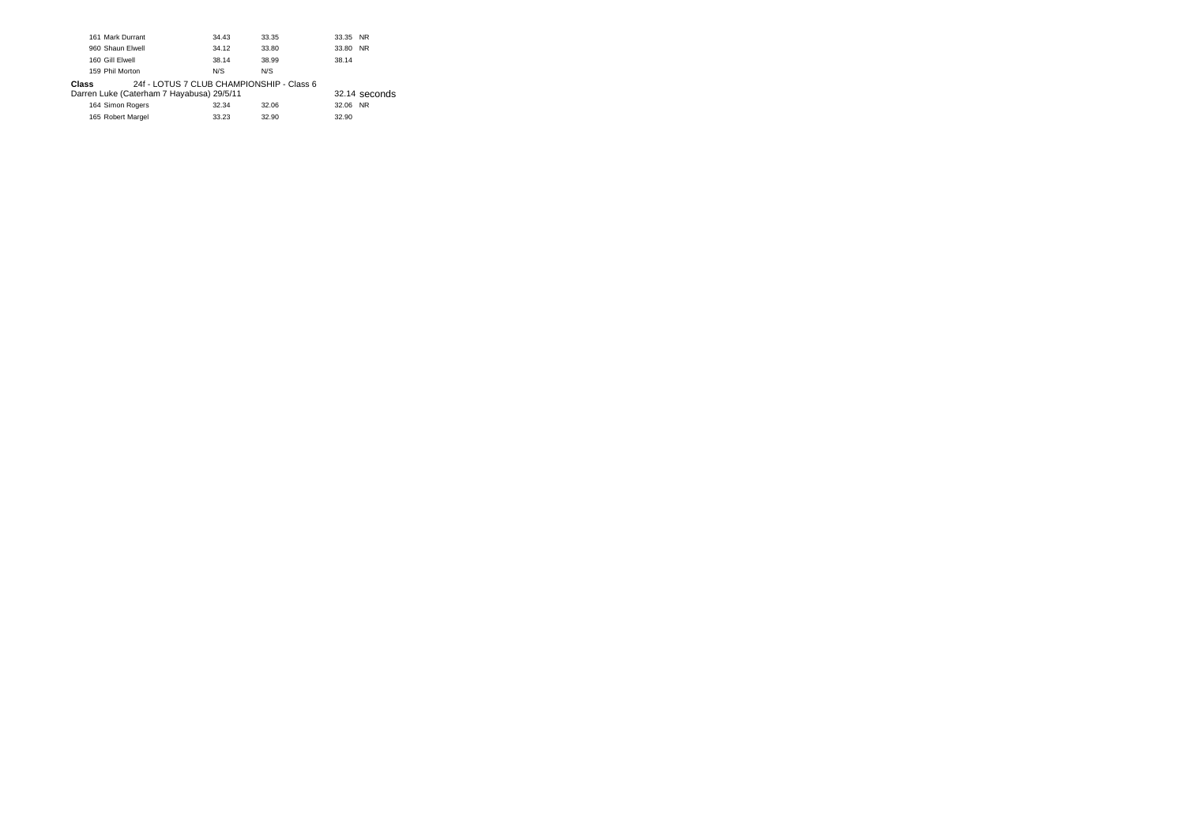| | | | | |
|---|---|---|---|---|
| 161 Mark Durrant | 34.43 | 33.35 | 33.35 | NR |
| 960 Shaun Elwell | 34.12 | 33.80 | 33.80 | NR |
| 160 Gill Elwell | 38.14 | 38.99 | 38.14 | |
| 159 Phil Morton | N/S | N/S | | |

**Class** 24f - LOTUS 7 CLUB CHAMPIONSHIP - Class 6

Darren Luke (Caterham 7 Hayabusa) 29/5/11 32.14 seconds

| | | | | |
|---|---|---|---|---|
| 164 Simon Rogers | 32.34 | 32.06 | 32.06 | NR |
| 165 Robert Margel | 33.23 | 32.90 | 32.90 | |